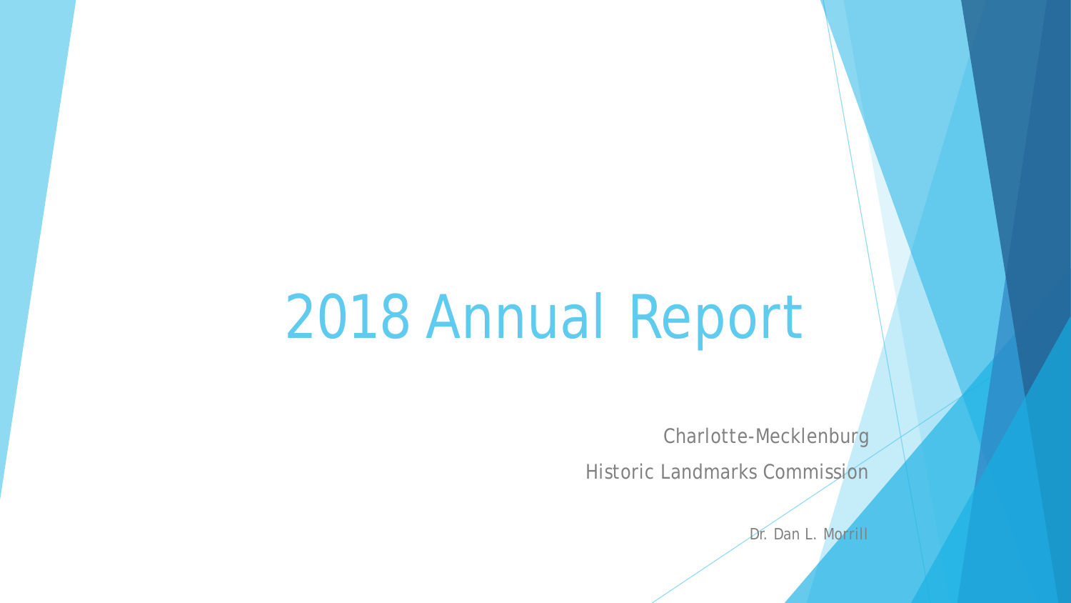# 2018 Annual Report

Charlotte-Mecklenburg

Historic Landmarks Commission

Dr. Dan L. Morrill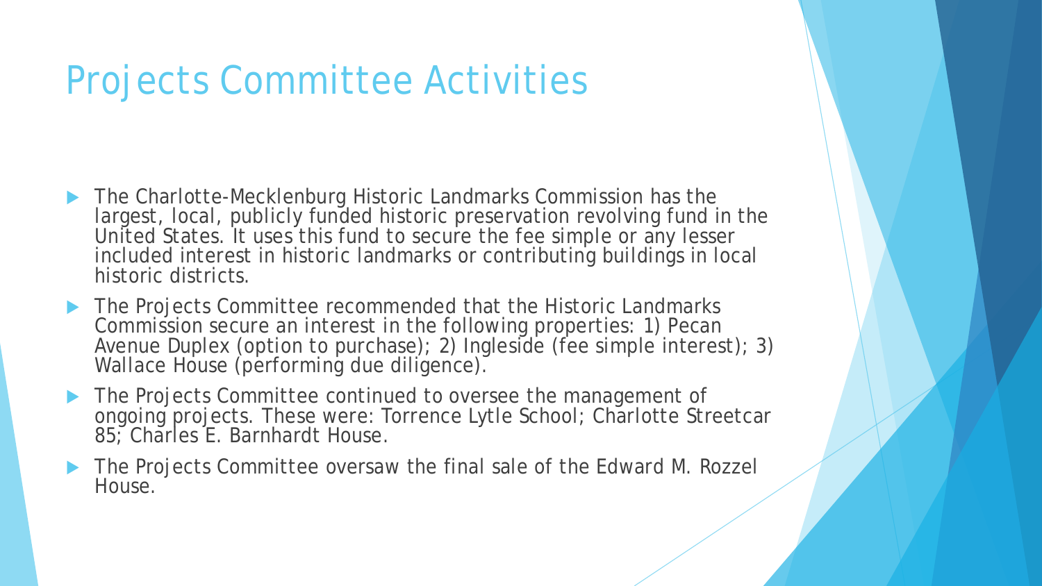# Projects Committee Activities

- The Charlotte-Mecklenburg Historic Landmarks Commission has the largest, local, publicly funded historic preservation revolving fund in the United States. It uses this fund to secure the fee simple or any lesser included interest in historic landmarks or contributing buildings in local historic districts.
- The Projects Committee recommended that the Historic Landmarks Commission secure an interest in the following properties: 1) Pecan Avenue Duplex (option to purchase); 2) Ingleside (fee simple interest); 3) Wallace House (performing due diligence).
- The Projects Committee continued to oversee the management of ongoing projects. These were: Torrence Lytle School; Charlotte Streetcar 85; Charles E. Barnhardt House.
- The Projects Committee oversaw the final sale of the Edward M. Rozzel House.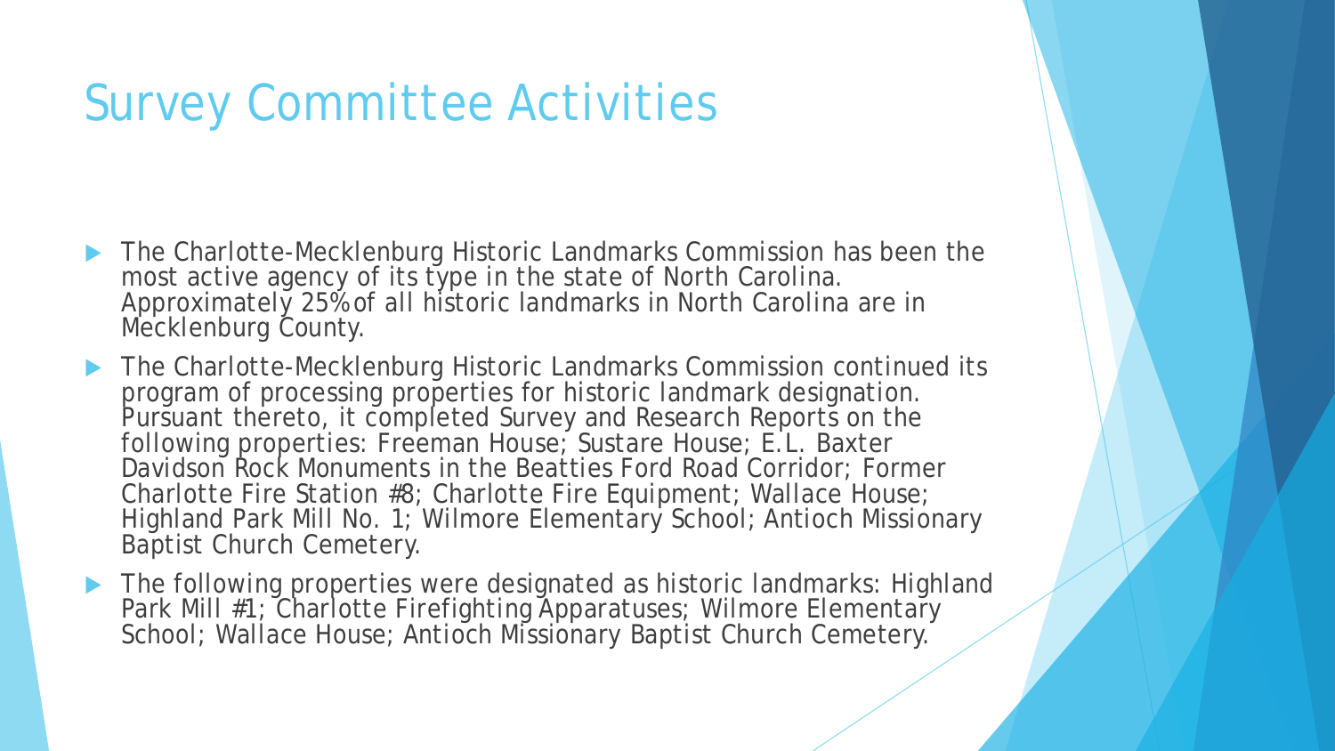# Survey Committee Activities

- The Charlotte-Mecklenburg Historic Landmarks Commission has been the most active agency of its type in the state of North Carolina. Approximately 25% of all historic landmarks in North Carolina are in Mecklenburg County.
- The Charlotte-Mecklenburg Historic Landmarks Commission continued its program of processing properties for historic landmark designation. Pursuant thereto, it completed Survey and Research Reports on the following properties: Freeman House; Sustare House; E.L. Baxter Davidson Rock Monuments in the Beatties Ford Road Corridor; Former Charlotte Fire Station #8; Charlotte Fire Equipment; Wallace House; Highland Park Mill No. 1; Wilmore Elementary School; Antioch Missionary Baptist Church Cemetery.
- The following properties were designated as historic landmarks: Highland Park Mill #1; Charlotte Firefighting Apparatuses; Wilmore Elementary School; Wallace House; Antioch Missionary Baptist Church Cemetery.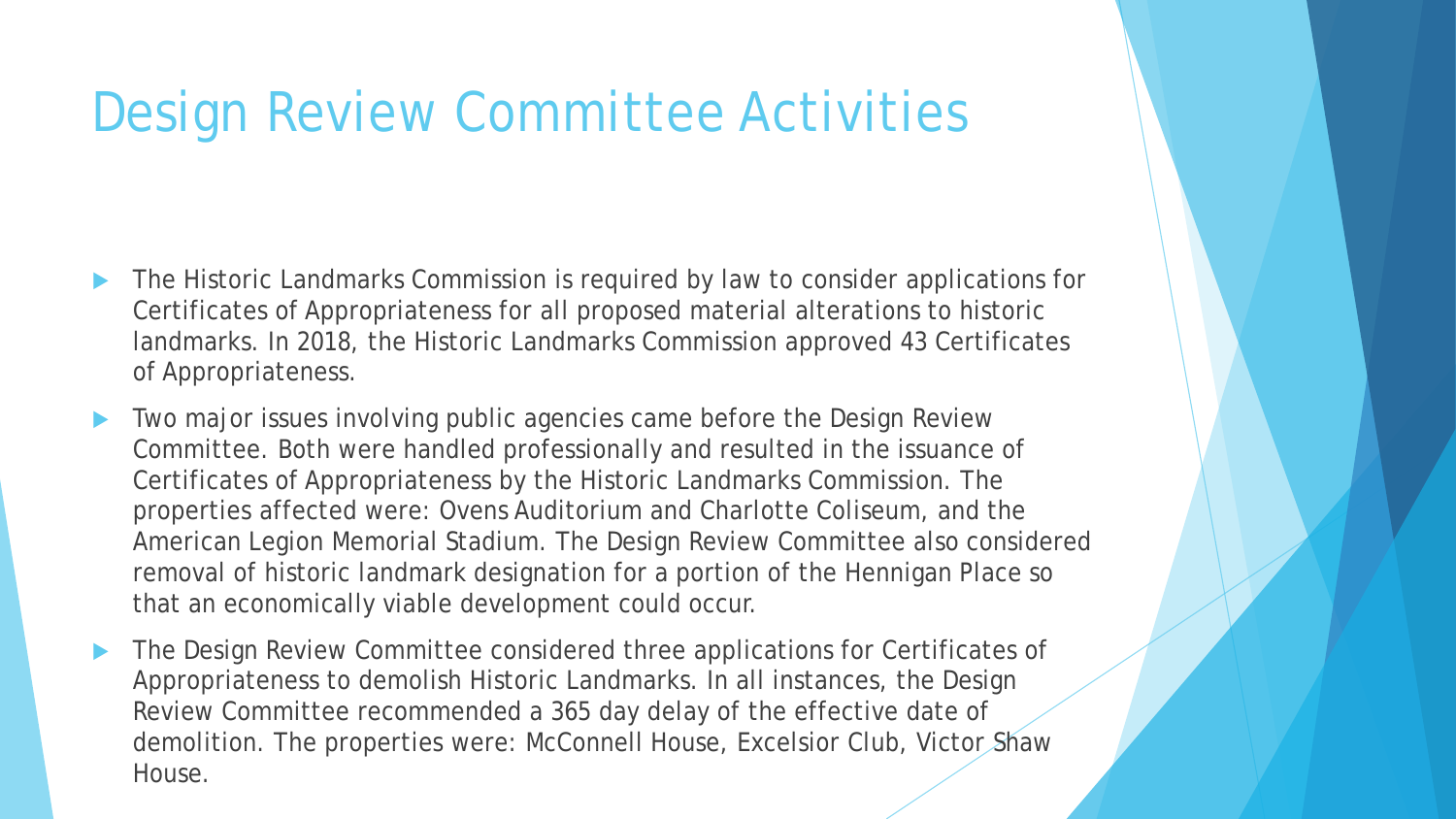# Design Review Committee Activities

- The Historic Landmarks Commission is required by law to consider applications for Certificates of Appropriateness for all proposed material alterations to historic landmarks. In 2018, the Historic Landmarks Commission approved 43 Certificates of Appropriateness.
- Two major issues involving public agencies came before the Design Review Committee. Both were handled professionally and resulted in the issuance of Certificates of Appropriateness by the Historic Landmarks Commission. The properties affected were: Ovens Auditorium and Charlotte Coliseum, and the American Legion Memorial Stadium. The Design Review Committee also considered removal of historic landmark designation for a portion of the Hennigan Place so that an economically viable development could occur.
- The Design Review Committee considered three applications for Certificates of Appropriateness to demolish Historic Landmarks. In all instances, the Design Review Committee recommended a 365 day delay of the effective date of demolition. The properties were: McConnell House, Excelsior Club, Victor Shaw House.